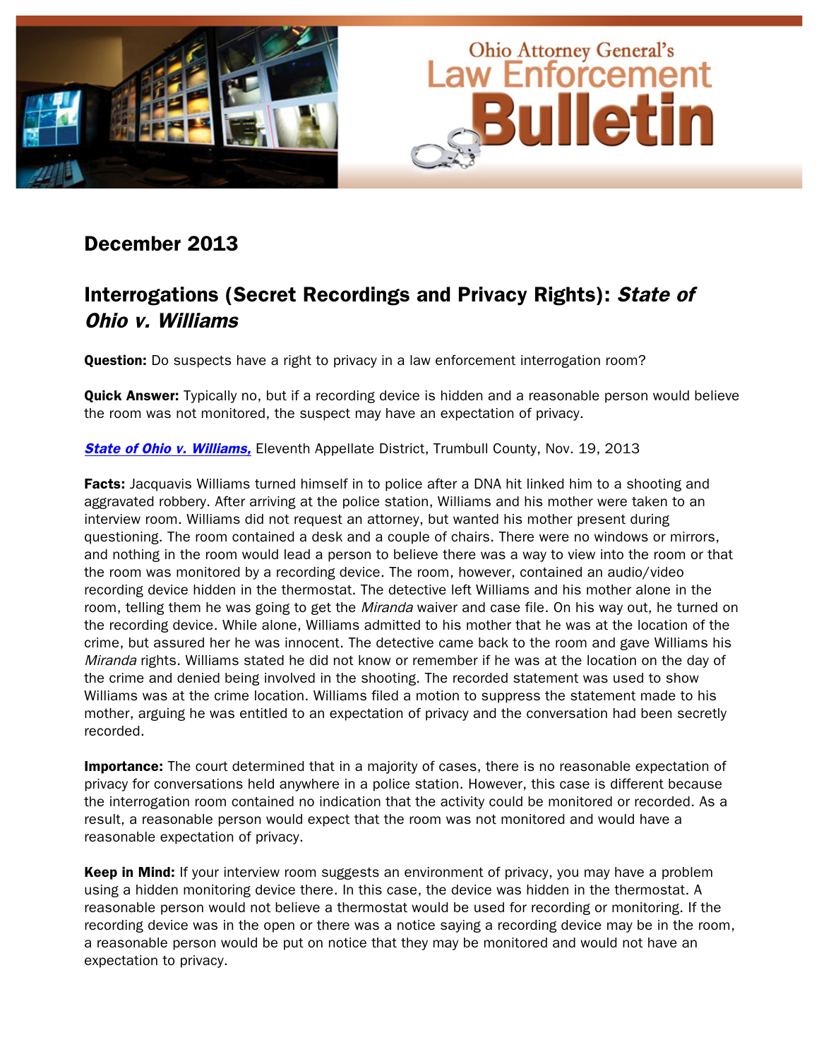# Ohio Attorney General's Law Enforcement Bulletin

## December 2013

## Interrogations (Secret Recordings and Privacy Rights): *State of Ohio v. Williams*

**Question:** Do suspects have a right to privacy in a law enforcement interrogation room?

**Quick Answer:** Typically no, but if a recording device is hidden and a reasonable person would believe the room was not monitored, the suspect may have an expectation of privacy.

***State of Ohio v. Williams,*** Eleventh Appellate District, Trumbull County, Nov. 19, 2013

**Facts:** Jacquavis Williams turned himself in to police after a DNA hit linked him to a shooting and aggravated robbery. After arriving at the police station, Williams and his mother were taken to an interview room. Williams did not request an attorney, but wanted his mother present during questioning. The room contained a desk and a couple of chairs. There were no windows or mirrors, and nothing in the room would lead a person to believe there was a way to view into the room or that the room was monitored by a recording device. The room, however, contained an audio/video recording device hidden in the thermostat. The detective left Williams and his mother alone in the room, telling them he was going to get the *Miranda* waiver and case file. On his way out, he turned on the recording device. While alone, Williams admitted to his mother that he was at the location of the crime, but assured her he was innocent. The detective came back to the room and gave Williams his *Miranda* rights. Williams stated he did not know or remember if he was at the location on the day of the crime and denied being involved in the shooting. The recorded statement was used to show Williams was at the crime location. Williams filed a motion to suppress the statement made to his mother, arguing he was entitled to an expectation of privacy and the conversation had been secretly recorded.

**Importance:** The court determined that in a majority of cases, there is no reasonable expectation of privacy for conversations held anywhere in a police station. However, this case is different because the interrogation room contained no indication that the activity could be monitored or recorded. As a result, a reasonable person would expect that the room was not monitored and would have a reasonable expectation of privacy.

**Keep in Mind:** If your interview room suggests an environment of privacy, you may have a problem using a hidden monitoring device there. In this case, the device was hidden in the thermostat. A reasonable person would not believe a thermostat would be used for recording or monitoring. If the recording device was in the open or there was a notice saying a recording device may be in the room, a reasonable person would be put on notice that they may be monitored and would not have an expectation to privacy.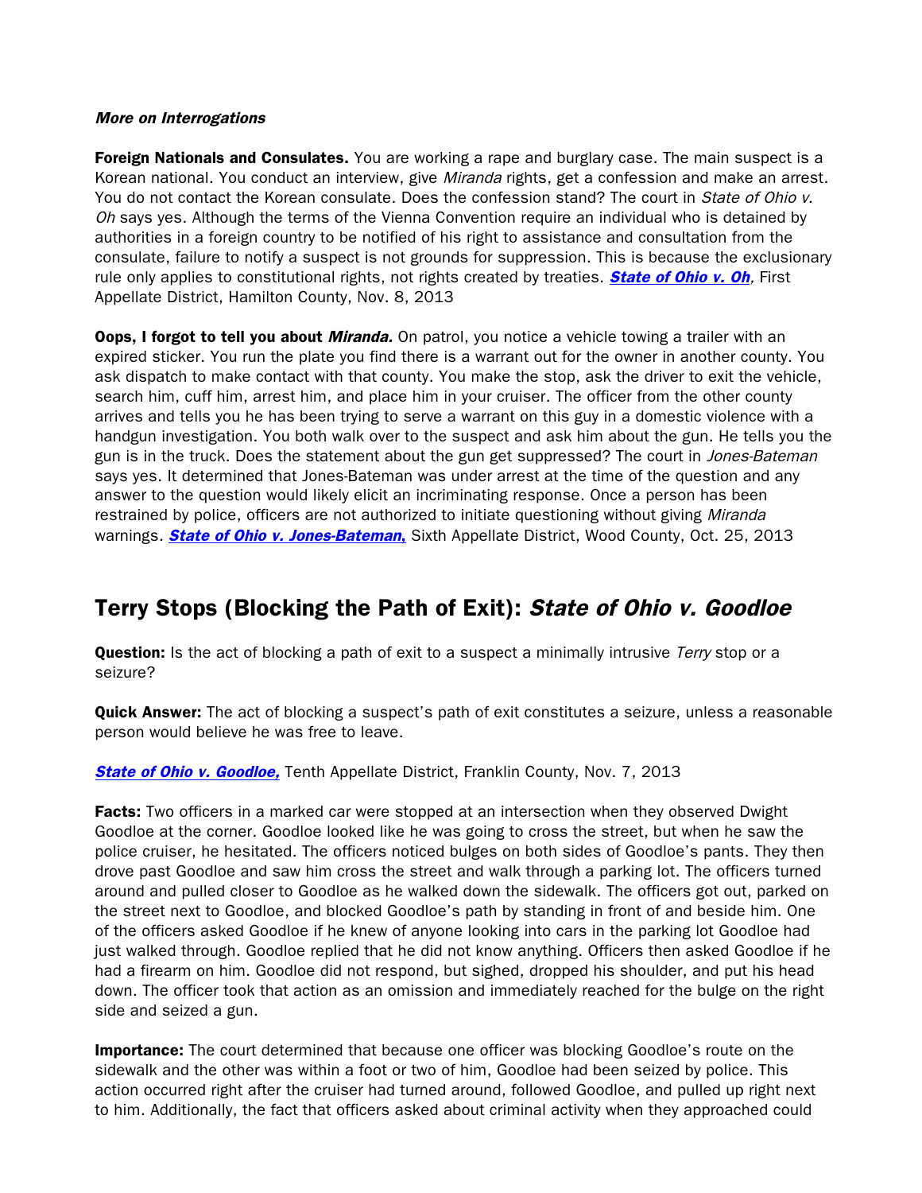### *More on Interrogations*

**Foreign Nationals and Consulates.** You are working a rape and burglary case. The main suspect is a Korean national. You conduct an interview, give *Miranda* rights, get a confession and make an arrest. You do not contact the Korean consulate. Does the confession stand? The court in *State of Ohio v. Oh* says yes. Although the terms of the Vienna Convention require an individual who is detained by authorities in a foreign country to be notified of his right to assistance and consultation from the consulate, failure to notify a suspect is not grounds for suppression. This is because the exclusionary rule only applies to constitutional rights, not rights created by treaties. ***State of Ohio v. Oh****,* First Appellate District, Hamilton County, Nov. 8, 2013

**Oops, I forgot to tell you about *Miranda.*** On patrol, you notice a vehicle towing a trailer with an expired sticker. You run the plate you find there is a warrant out for the owner in another county. You ask dispatch to make contact with that county. You make the stop, ask the driver to exit the vehicle, search him, cuff him, arrest him, and place him in your cruiser. The officer from the other county arrives and tells you he has been trying to serve a warrant on this guy in a domestic violence with a handgun investigation. You both walk over to the suspect and ask him about the gun. He tells you the gun is in the truck. Does the statement about the gun get suppressed? The court in *Jones-Bateman* says yes. It determined that Jones-Bateman was under arrest at the time of the question and any answer to the question would likely elicit an incriminating response. Once a person has been restrained by police, officers are not authorized to initiate questioning without giving *Miranda* warnings*.* ***State of Ohio v. Jones-Bateman,*** Sixth Appellate District, Wood County, Oct. 25, 2013

## Terry Stops (Blocking the Path of Exit): *State of Ohio v. Goodloe*

**Question:** Is the act of blocking a path of exit to a suspect a minimally intrusive *Terry* stop or a seizure?

**Quick Answer:** The act of blocking a suspect's path of exit constitutes a seizure, unless a reasonable person would believe he was free to leave.

***State of Ohio v. Goodloe,*** Tenth Appellate District, Franklin County, Nov. 7, 2013

**Facts:** Two officers in a marked car were stopped at an intersection when they observed Dwight Goodloe at the corner. Goodloe looked like he was going to cross the street, but when he saw the police cruiser, he hesitated. The officers noticed bulges on both sides of Goodloe's pants. They then drove past Goodloe and saw him cross the street and walk through a parking lot. The officers turned around and pulled closer to Goodloe as he walked down the sidewalk. The officers got out, parked on the street next to Goodloe, and blocked Goodloe's path by standing in front of and beside him. One of the officers asked Goodloe if he knew of anyone looking into cars in the parking lot Goodloe had just walked through. Goodloe replied that he did not know anything. Officers then asked Goodloe if he had a firearm on him. Goodloe did not respond, but sighed, dropped his shoulder, and put his head down. The officer took that action as an omission and immediately reached for the bulge on the right side and seized a gun.

**Importance:** The court determined that because one officer was blocking Goodloe's route on the sidewalk and the other was within a foot or two of him, Goodloe had been seized by police. This action occurred right after the cruiser had turned around, followed Goodloe, and pulled up right next to him. Additionally, the fact that officers asked about criminal activity when they approached could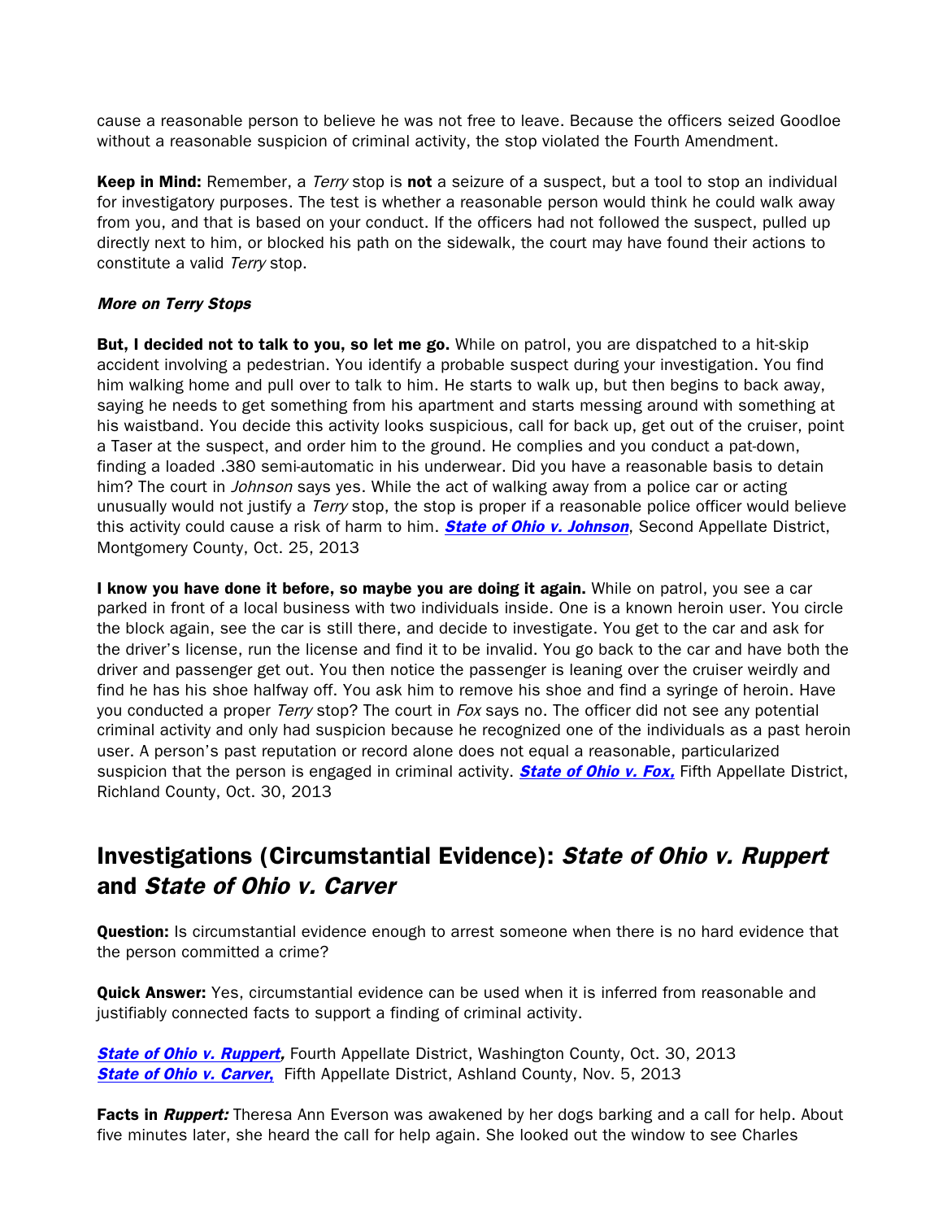cause a reasonable person to believe he was not free to leave. Because the officers seized Goodloe without a reasonable suspicion of criminal activity, the stop violated the Fourth Amendment.

**Keep in Mind:** Remember, a *Terry* stop is **not** a seizure of a suspect, but a tool to stop an individual for investigatory purposes. The test is whether a reasonable person would think he could walk away from you, and that is based on your conduct. If the officers had not followed the suspect, pulled up directly next to him, or blocked his path on the sidewalk, the court may have found their actions to constitute a valid *Terry* stop.

***More on Terry Stops***

**But, I decided not to talk to you, so let me go.** While on patrol, you are dispatched to a hit-skip accident involving a pedestrian. You identify a probable suspect during your investigation. You find him walking home and pull over to talk to him. He starts to walk up, but then begins to back away, saying he needs to get something from his apartment and starts messing around with something at his waistband. You decide this activity looks suspicious, call for back up, get out of the cruiser, point a Taser at the suspect, and order him to the ground. He complies and you conduct a pat-down, finding a loaded .380 semi-automatic in his underwear. Did you have a reasonable basis to detain him? The court in *Johnson* says yes. While the act of walking away from a police car or acting unusually would not justify a *Terry* stop, the stop is proper if a reasonable police officer would believe this activity could cause a risk of harm to him. ***State of Ohio v. Johnson***, Second Appellate District, Montgomery County, Oct. 25, 2013

**I know you have done it before, so maybe you are doing it again.** While on patrol, you see a car parked in front of a local business with two individuals inside. One is a known heroin user. You circle the block again, see the car is still there, and decide to investigate. You get to the car and ask for the driver's license, run the license and find it to be invalid. You go back to the car and have both the driver and passenger get out. You then notice the passenger is leaning over the cruiser weirdly and find he has his shoe halfway off. You ask him to remove his shoe and find a syringe of heroin. Have you conducted a proper *Terry* stop? The court in *Fox* says no. The officer did not see any potential criminal activity and only had suspicion because he recognized one of the individuals as a past heroin user. A person's past reputation or record alone does not equal a reasonable, particularized suspicion that the person is engaged in criminal activity. ***State of Ohio v. Fox,*** Fifth Appellate District, Richland County, Oct. 30, 2013

## Investigations (Circumstantial Evidence): *State of Ohio v. Ruppert* and *State of Ohio v. Carver*

**Question:** Is circumstantial evidence enough to arrest someone when there is no hard evidence that the person committed a crime?

**Quick Answer:** Yes, circumstantial evidence can be used when it is inferred from reasonable and justifiably connected facts to support a finding of criminal activity.

***State of Ohio v. Ruppert,*** Fourth Appellate District, Washington County, Oct. 30, 2013
***State of Ohio v. Carver,*** Fifth Appellate District, Ashland County, Nov. 5, 2013

**Facts in *Ruppert:*** Theresa Ann Everson was awakened by her dogs barking and a call for help. About five minutes later, she heard the call for help again. She looked out the window to see Charles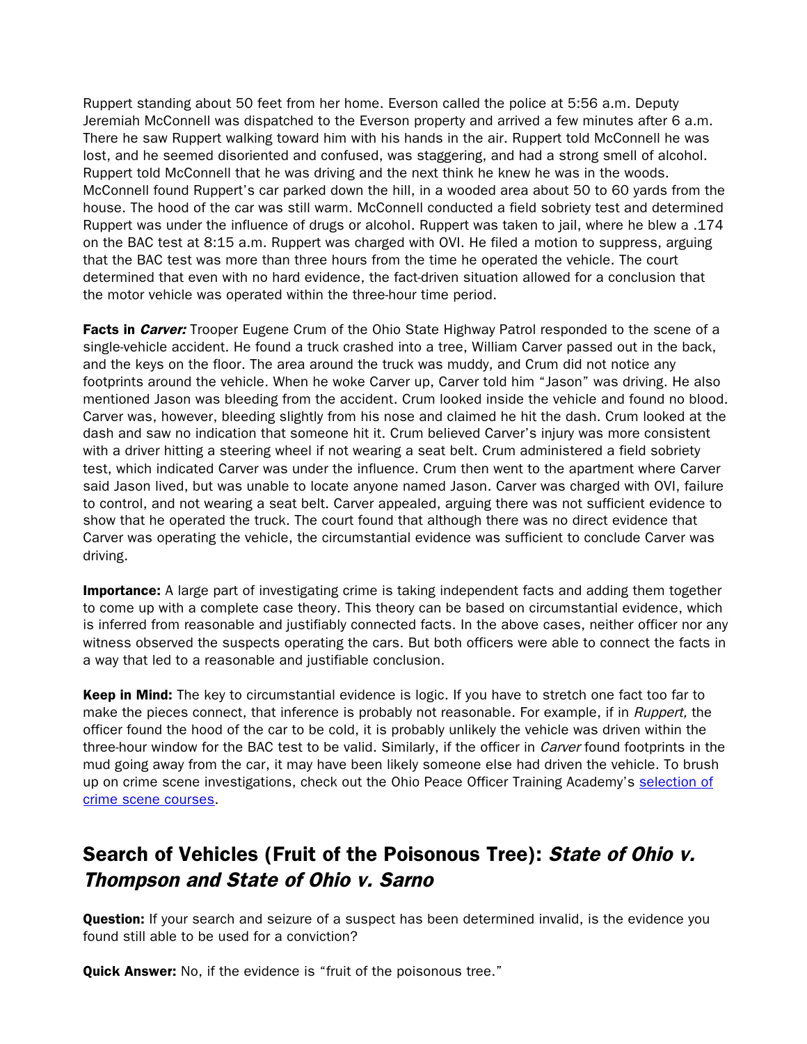Ruppert standing about 50 feet from her home. Everson called the police at 5:56 a.m. Deputy Jeremiah McConnell was dispatched to the Everson property and arrived a few minutes after 6 a.m. There he saw Ruppert walking toward him with his hands in the air. Ruppert told McConnell he was lost, and he seemed disoriented and confused, was staggering, and had a strong smell of alcohol. Ruppert told McConnell that he was driving and the next think he knew he was in the woods. McConnell found Ruppert's car parked down the hill, in a wooded area about 50 to 60 yards from the house. The hood of the car was still warm. McConnell conducted a field sobriety test and determined Ruppert was under the influence of drugs or alcohol. Ruppert was taken to jail, where he blew a .174 on the BAC test at 8:15 a.m. Ruppert was charged with OVI. He filed a motion to suppress, arguing that the BAC test was more than three hours from the time he operated the vehicle. The court determined that even with no hard evidence, the fact-driven situation allowed for a conclusion that the motor vehicle was operated within the three-hour time period.

**Facts in *Carver:*** Trooper Eugene Crum of the Ohio State Highway Patrol responded to the scene of a single-vehicle accident. He found a truck crashed into a tree, William Carver passed out in the back, and the keys on the floor. The area around the truck was muddy, and Crum did not notice any footprints around the vehicle. When he woke Carver up, Carver told him "Jason" was driving. He also mentioned Jason was bleeding from the accident. Crum looked inside the vehicle and found no blood. Carver was, however, bleeding slightly from his nose and claimed he hit the dash. Crum looked at the dash and saw no indication that someone hit it. Crum believed Carver's injury was more consistent with a driver hitting a steering wheel if not wearing a seat belt. Crum administered a field sobriety test, which indicated Carver was under the influence. Crum then went to the apartment where Carver said Jason lived, but was unable to locate anyone named Jason. Carver was charged with OVI, failure to control, and not wearing a seat belt. Carver appealed, arguing there was not sufficient evidence to show that he operated the truck. The court found that although there was no direct evidence that Carver was operating the vehicle, the circumstantial evidence was sufficient to conclude Carver was driving.

**Importance:** A large part of investigating crime is taking independent facts and adding them together to come up with a complete case theory. This theory can be based on circumstantial evidence, which is inferred from reasonable and justifiably connected facts. In the above cases, neither officer nor any witness observed the suspects operating the cars. But both officers were able to connect the facts in a way that led to a reasonable and justifiable conclusion.

**Keep in Mind:** The key to circumstantial evidence is logic. If you have to stretch one fact too far to make the pieces connect, that inference is probably not reasonable. For example, if in *Ruppert,* the officer found the hood of the car to be cold, it is probably unlikely the vehicle was driven within the three-hour window for the BAC test to be valid. Similarly, if the officer in *Carver* found footprints in the mud going away from the car, it may have been likely someone else had driven the vehicle. To brush up on crime scene investigations, check out the Ohio Peace Officer Training Academy's selection of crime scene courses.

## Search of Vehicles (Fruit of the Poisonous Tree): *State of Ohio v. Thompson and State of Ohio v. Sarno*

**Question:** If your search and seizure of a suspect has been determined invalid, is the evidence you found still able to be used for a conviction?

**Quick Answer:** No, if the evidence is "fruit of the poisonous tree."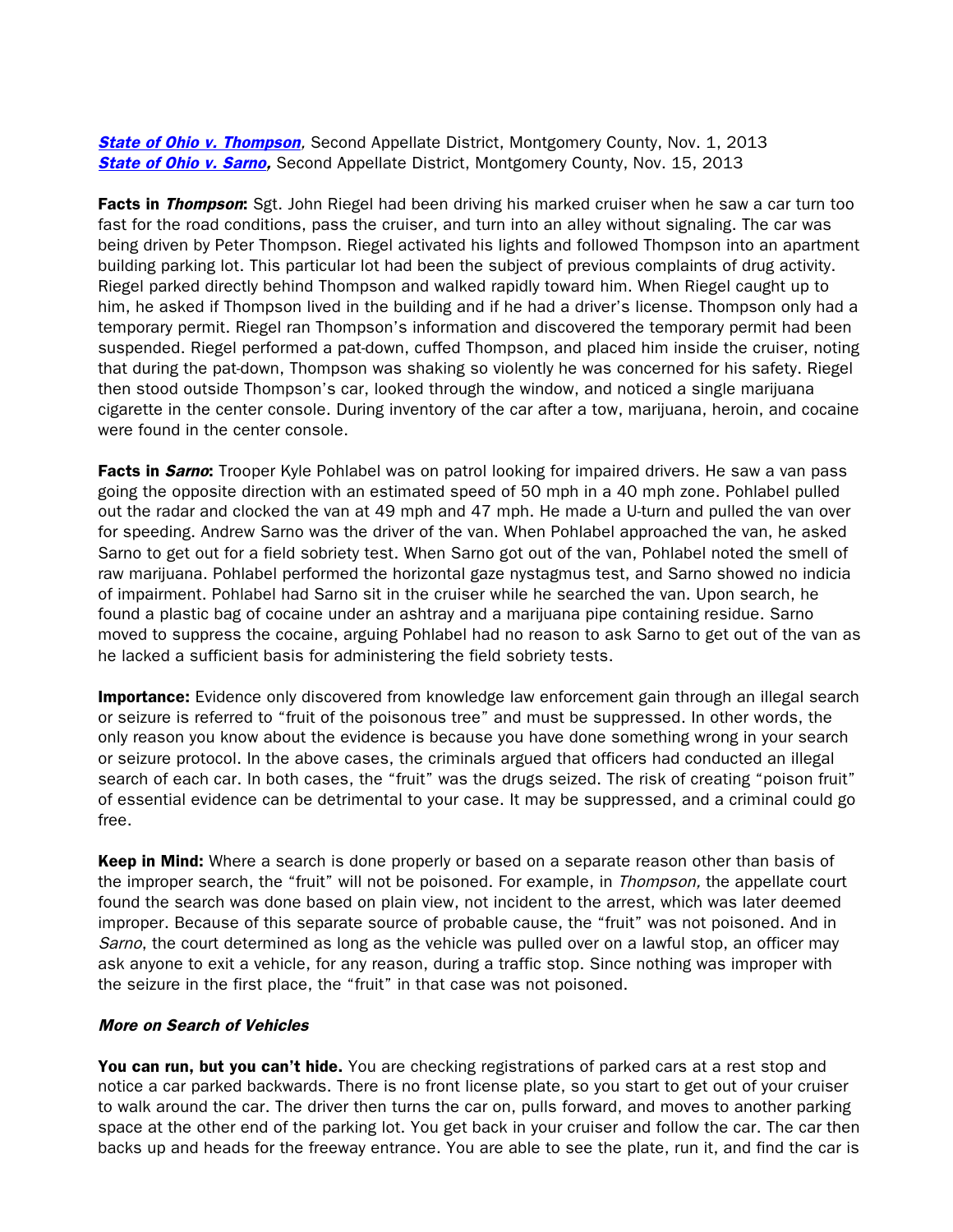***State of Ohio v. Thompson***, Second Appellate District, Montgomery County, Nov. 1, 2013
***State of Ohio v. Sarno***, Second Appellate District, Montgomery County, Nov. 15, 2013

**Facts in *Thompson***: Sgt. John Riegel had been driving his marked cruiser when he saw a car turn too fast for the road conditions, pass the cruiser, and turn into an alley without signaling. The car was being driven by Peter Thompson. Riegel activated his lights and followed Thompson into an apartment building parking lot. This particular lot had been the subject of previous complaints of drug activity. Riegel parked directly behind Thompson and walked rapidly toward him. When Riegel caught up to him, he asked if Thompson lived in the building and if he had a driver's license. Thompson only had a temporary permit. Riegel ran Thompson's information and discovered the temporary permit had been suspended. Riegel performed a pat-down, cuffed Thompson, and placed him inside the cruiser, noting that during the pat-down, Thompson was shaking so violently he was concerned for his safety. Riegel then stood outside Thompson's car, looked through the window, and noticed a single marijuana cigarette in the center console. During inventory of the car after a tow, marijuana, heroin, and cocaine were found in the center console.

**Facts in *Sarno***: Trooper Kyle Pohlabel was on patrol looking for impaired drivers. He saw a van pass going the opposite direction with an estimated speed of 50 mph in a 40 mph zone. Pohlabel pulled out the radar and clocked the van at 49 mph and 47 mph. He made a U-turn and pulled the van over for speeding. Andrew Sarno was the driver of the van. When Pohlabel approached the van, he asked Sarno to get out for a field sobriety test. When Sarno got out of the van, Pohlabel noted the smell of raw marijuana. Pohlabel performed the horizontal gaze nystagmus test, and Sarno showed no indicia of impairment. Pohlabel had Sarno sit in the cruiser while he searched the van. Upon search, he found a plastic bag of cocaine under an ashtray and a marijuana pipe containing residue. Sarno moved to suppress the cocaine, arguing Pohlabel had no reason to ask Sarno to get out of the van as he lacked a sufficient basis for administering the field sobriety tests.

**Importance:** Evidence only discovered from knowledge law enforcement gain through an illegal search or seizure is referred to "fruit of the poisonous tree" and must be suppressed. In other words, the only reason you know about the evidence is because you have done something wrong in your search or seizure protocol. In the above cases, the criminals argued that officers had conducted an illegal search of each car. In both cases, the "fruit" was the drugs seized. The risk of creating "poison fruit" of essential evidence can be detrimental to your case. It may be suppressed, and a criminal could go free.

**Keep in Mind:** Where a search is done properly or based on a separate reason other than basis of the improper search, the "fruit" will not be poisoned. For example, in *Thompson,* the appellate court found the search was done based on plain view, not incident to the arrest, which was later deemed improper. Because of this separate source of probable cause, the "fruit" was not poisoned. And in *Sarno*, the court determined as long as the vehicle was pulled over on a lawful stop, an officer may ask anyone to exit a vehicle, for any reason, during a traffic stop. Since nothing was improper with the seizure in the first place, the "fruit" in that case was not poisoned.

***More on Search of Vehicles***

**You can run, but you can't hide.** You are checking registrations of parked cars at a rest stop and notice a car parked backwards. There is no front license plate, so you start to get out of your cruiser to walk around the car. The driver then turns the car on, pulls forward, and moves to another parking space at the other end of the parking lot. You get back in your cruiser and follow the car. The car then backs up and heads for the freeway entrance. You are able to see the plate, run it, and find the car is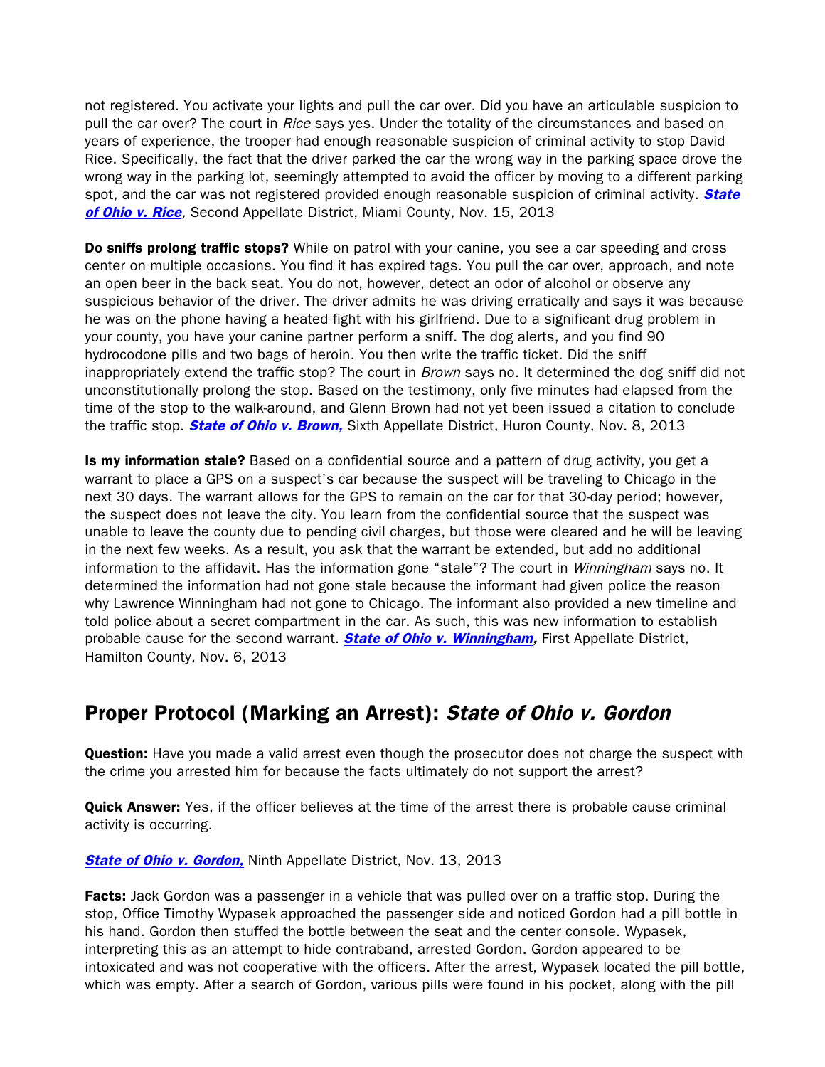not registered. You activate your lights and pull the car over. Did you have an articulable suspicion to pull the car over? The court in *Rice* says yes. Under the totality of the circumstances and based on years of experience, the trooper had enough reasonable suspicion of criminal activity to stop David Rice. Specifically, the fact that the driver parked the car the wrong way in the parking space drove the wrong way in the parking lot, seemingly attempted to avoid the officer by moving to a different parking spot, and the car was not registered provided enough reasonable suspicion of criminal activity. ***State of Ohio v. Rice***, Second Appellate District, Miami County, Nov. 15, 2013

**Do sniffs prolong traffic stops?** While on patrol with your canine, you see a car speeding and cross center on multiple occasions. You find it has expired tags. You pull the car over, approach, and note an open beer in the back seat. You do not, however, detect an odor of alcohol or observe any suspicious behavior of the driver. The driver admits he was driving erratically and says it was because he was on the phone having a heated fight with his girlfriend. Due to a significant drug problem in your county, you have your canine partner perform a sniff. The dog alerts, and you find 90 hydrocodone pills and two bags of heroin. You then write the traffic ticket. Did the sniff inappropriately extend the traffic stop? The court in *Brown* says no. It determined the dog sniff did not unconstitutionally prolong the stop. Based on the testimony, only five minutes had elapsed from the time of the stop to the walk-around, and Glenn Brown had not yet been issued a citation to conclude the traffic stop. ***State of Ohio v. Brown,*** Sixth Appellate District, Huron County, Nov. 8, 2013

**Is my information stale?** Based on a confidential source and a pattern of drug activity, you get a warrant to place a GPS on a suspect's car because the suspect will be traveling to Chicago in the next 30 days. The warrant allows for the GPS to remain on the car for that 30-day period; however, the suspect does not leave the city. You learn from the confidential source that the suspect was unable to leave the county due to pending civil charges, but those were cleared and he will be leaving in the next few weeks. As a result, you ask that the warrant be extended, but add no additional information to the affidavit. Has the information gone "stale"? The court in *Winningham* says no. It determined the information had not gone stale because the informant had given police the reason why Lawrence Winningham had not gone to Chicago. The informant also provided a new timeline and told police about a secret compartment in the car. As such, this was new information to establish probable cause for the second warrant. ***State of Ohio v. Winningham,*** First Appellate District, Hamilton County, Nov. 6, 2013

## Proper Protocol (Marking an Arrest): *State of Ohio v. Gordon*

**Question:** Have you made a valid arrest even though the prosecutor does not charge the suspect with the crime you arrested him for because the facts ultimately do not support the arrest?

**Quick Answer:** Yes, if the officer believes at the time of the arrest there is probable cause criminal activity is occurring.

***State of Ohio v. Gordon,*** Ninth Appellate District, Nov. 13, 2013

**Facts:** Jack Gordon was a passenger in a vehicle that was pulled over on a traffic stop. During the stop, Office Timothy Wypasek approached the passenger side and noticed Gordon had a pill bottle in his hand. Gordon then stuffed the bottle between the seat and the center console. Wypasek, interpreting this as an attempt to hide contraband, arrested Gordon. Gordon appeared to be intoxicated and was not cooperative with the officers. After the arrest, Wypasek located the pill bottle, which was empty. After a search of Gordon, various pills were found in his pocket, along with the pill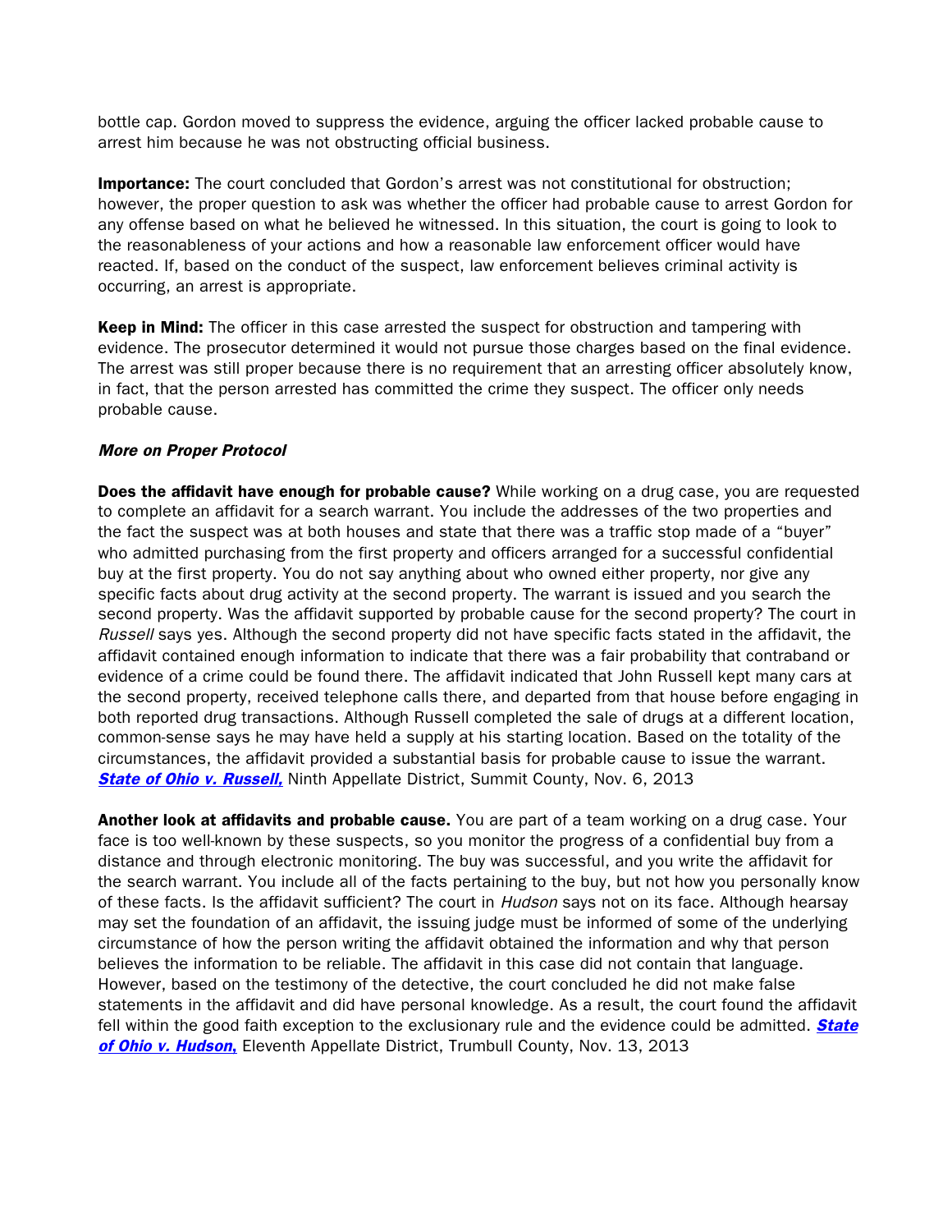bottle cap. Gordon moved to suppress the evidence, arguing the officer lacked probable cause to arrest him because he was not obstructing official business.

**Importance:** The court concluded that Gordon's arrest was not constitutional for obstruction; however, the proper question to ask was whether the officer had probable cause to arrest Gordon for any offense based on what he believed he witnessed. In this situation, the court is going to look to the reasonableness of your actions and how a reasonable law enforcement officer would have reacted. If, based on the conduct of the suspect, law enforcement believes criminal activity is occurring, an arrest is appropriate.

**Keep in Mind:** The officer in this case arrested the suspect for obstruction and tampering with evidence. The prosecutor determined it would not pursue those charges based on the final evidence. The arrest was still proper because there is no requirement that an arresting officer absolutely know, in fact, that the person arrested has committed the crime they suspect. The officer only needs probable cause.

***More on Proper Protocol***

**Does the affidavit have enough for probable cause?** While working on a drug case, you are requested to complete an affidavit for a search warrant. You include the addresses of the two properties and the fact the suspect was at both houses and state that there was a traffic stop made of a "buyer" who admitted purchasing from the first property and officers arranged for a successful confidential buy at the first property. You do not say anything about who owned either property, nor give any specific facts about drug activity at the second property. The warrant is issued and you search the second property. Was the affidavit supported by probable cause for the second property? The court in *Russell* says yes. Although the second property did not have specific facts stated in the affidavit, the affidavit contained enough information to indicate that there was a fair probability that contraband or evidence of a crime could be found there. The affidavit indicated that John Russell kept many cars at the second property, received telephone calls there, and departed from that house before engaging in both reported drug transactions. Although Russell completed the sale of drugs at a different location, common-sense says he may have held a supply at his starting location. Based on the totality of the circumstances, the affidavit provided a substantial basis for probable cause to issue the warrant. ***State of Ohio v. Russell,*** Ninth Appellate District, Summit County, Nov. 6, 2013

**Another look at affidavits and probable cause.** You are part of a team working on a drug case. Your face is too well-known by these suspects, so you monitor the progress of a confidential buy from a distance and through electronic monitoring. The buy was successful, and you write the affidavit for the search warrant. You include all of the facts pertaining to the buy, but not how you personally know of these facts. Is the affidavit sufficient? The court in *Hudson* says not on its face. Although hearsay may set the foundation of an affidavit, the issuing judge must be informed of some of the underlying circumstance of how the person writing the affidavit obtained the information and why that person believes the information to be reliable. The affidavit in this case did not contain that language. However, based on the testimony of the detective, the court concluded he did not make false statements in the affidavit and did have personal knowledge. As a result, the court found the affidavit fell within the good faith exception to the exclusionary rule and the evidence could be admitted. ***State of Ohio v. Hudson,*** Eleventh Appellate District, Trumbull County, Nov. 13, 2013